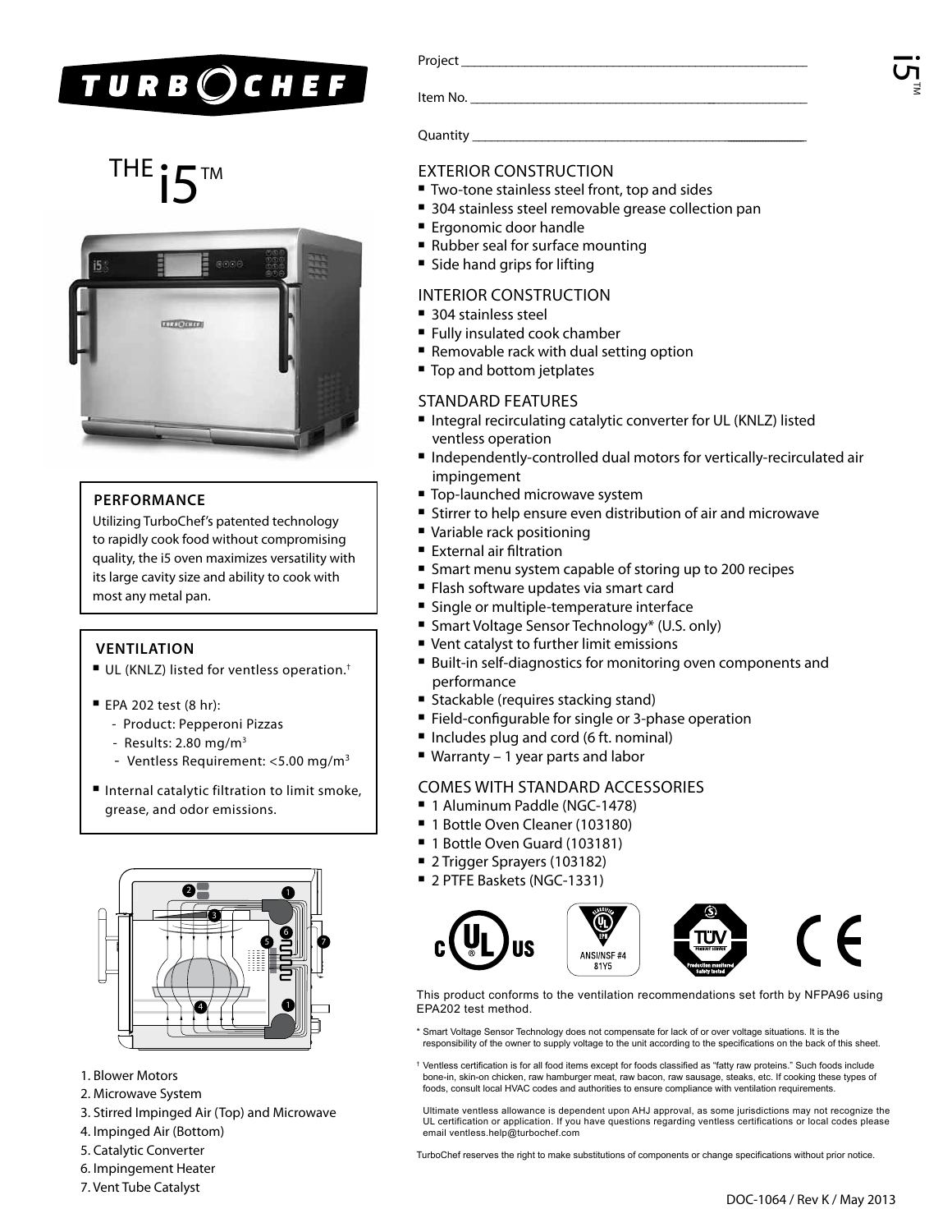# TURBOCHEF

## THE i5™

### PERFORMANCE

Utilizing TurboChef's patented technology to rapidly cook food without compromising quality, the i5 oven maximizes versatility with its large cavity size and ability to cook with most any metal pan.

### VENTILATION

- UL (KNLZ) listed for ventless operation.†
- EPA 202 test (8 hr):
  - Product: Pepperoni Pizzas
  - Results: 2.80 mg/m³
  - Ventless Requirement: <5.00 mg/m³
- Internal catalytic filtration to limit smoke, grease, and odor emissions.

1. Blower Motors
2. Microwave System
3. Stirred Impinged Air (Top) and Microwave
4. Impinged Air (Bottom)
5. Catalytic Converter
6. Impingement Heater
7. Vent Tube Catalyst

Project ___________________________

Item No. ___________________________

Quantity ___________________________

### EXTERIOR CONSTRUCTION

- Two-tone stainless steel front, top and sides
- 304 stainless steel removable grease collection pan
- Ergonomic door handle
- Rubber seal for surface mounting
- Side hand grips for lifting

### INTERIOR CONSTRUCTION

- 304 stainless steel
- Fully insulated cook chamber
- Removable rack with dual setting option
- Top and bottom jetplates

### STANDARD FEATURES

- Integral recirculating catalytic converter for UL (KNLZ) listed ventless operation
- Independently-controlled dual motors for vertically-recirculated air impingement
- Top-launched microwave system
- Stirrer to help ensure even distribution of air and microwave
- Variable rack positioning
- External air filtration
- Smart menu system capable of storing up to 200 recipes
- Flash software updates via smart card
- Single or multiple-temperature interface
- Smart Voltage Sensor Technology* (U.S. only)
- Vent catalyst to further limit emissions
- Built-in self-diagnostics for monitoring oven components and performance
- Stackable (requires stacking stand)
- Field-configurable for single or 3-phase operation
- Includes plug and cord (6 ft. nominal)
- Warranty – 1 year parts and labor

### COMES WITH STANDARD ACCESSORIES

- 1 Aluminum Paddle (NGC-1478)
- 1 Bottle Oven Cleaner (103180)
- 1 Bottle Oven Guard (103181)
- 2 Trigger Sprayers (103182)
- 2 PTFE Baskets (NGC-1331)

c UL US | UL EPH ANSI/NSF #4 81Y5 | TÜV Production monitored Safety tested | CE

This product conforms to the ventilation recommendations set forth by NFPA96 using EPA202 test method.

\* Smart Voltage Sensor Technology does not compensate for lack of or over voltage situations. It is the responsibility of the owner to supply voltage to the unit according to the specifications on the back of this sheet.

† Ventless certification is for all food items except for foods classified as "fatty raw proteins." Such foods include bone-in, skin-on chicken, raw hamburger meat, raw bacon, raw sausage, steaks, etc. If cooking these types of foods, consult local HVAC codes and authorities to ensure compliance with ventilation requirements.

Ultimate ventless allowance is dependent upon AHJ approval, as some jurisdictions may not recognize the UL certification or application. If you have questions regarding ventless certifications or local codes please email ventless.help@turbochef.com

TurboChef reserves the right to make substitutions of components or change specifications without prior notice.

DOC-1064 / Rev K / May 2013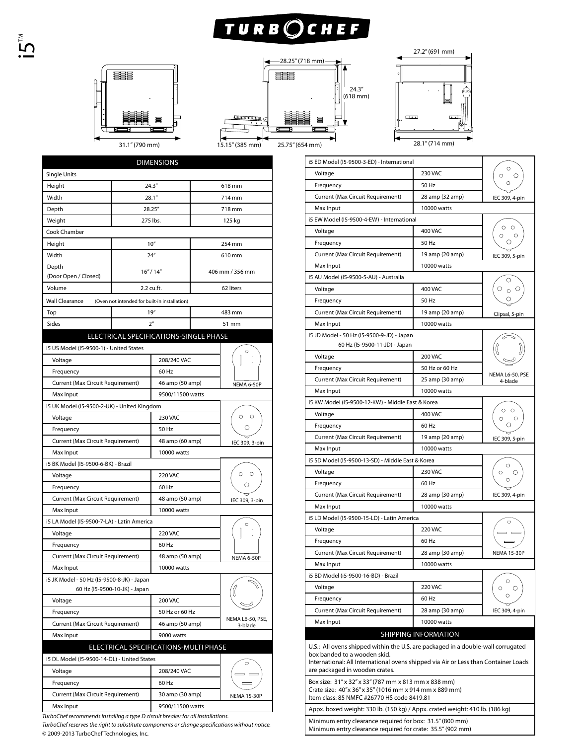# TURBOCHEF

i5™

31.1" (790 mm)

28.25" (718 mm)

24.3" (618 mm)

15.15" (385 mm)

25.75" (654 mm)

27.2" (691 mm)

28.1" (714 mm)

| DIMENSIONS | | |
|---|---|---|
| Single Units | | |
| Height | 24.3" | 618 mm |
| Width | 28.1" | 714 mm |
| Depth | 28.25" | 718 mm |
| Weight | 275 lbs. | 125 kg |
| Cook Chamber | | |
| Height | 10" | 254 mm |
| Width | 24" | 610 mm |
| Depth (Door Open / Closed) | 16" / 14" | 406 mm / 356 mm |
| Volume | 2.2 cu.ft. | 62 liters |
| Wall Clearance (Oven not intended for built-in installation) | | |
| Top | 19" | 483 mm |
| Sides | 2" | 51 mm |

## ELECTRICAL SPECIFICATIONS-SINGLE PHASE

| | | |
|---|---|---|
| i5 US Model (I5-9500-1) - United States | | NEMA 6-50P |
| Voltage | 208/240 VAC | |
| Frequency | 60 Hz | |
| Current (Max Circuit Requirement) | 46 amp (50 amp) | |
| Max Input | 9500/11500 watts | |
| i5 UK Model (I5-9500-2-UK) - United Kingdom | | IEC 309, 3-pin |
| Voltage | 230 VAC | |
| Frequency | 50 Hz | |
| Current (Max Circuit Requirement) | 48 amp (60 amp) | |
| Max Input | 10000 watts | |
| i5 BK Model (I5-9500-6-BK) - Brazil | | IEC 309, 3-pin |
| Voltage | 220 VAC | |
| Frequency | 60 Hz | |
| Current (Max Circuit Requirement) | 48 amp (50 amp) | |
| Max Input | 10000 watts | |
| i5 LA Model (I5-9500-7-LA) - Latin America | | NEMA 6-50P |
| Voltage | 220 VAC | |
| Frequency | 60 Hz | |
| Current (Max Circuit Requirement) | 48 amp (50 amp) | |
| Max Input | 10000 watts | |
| i5 JK Model - 50 Hz (I5-9500-8-JK) - Japan; 60 Hz (I5-9500-10-JK) - Japan | | NEMA L6-50, PSE, 3-blade |
| Voltage | 200 VAC | |
| Frequency | 50 Hz or 60 Hz | |
| Current (Max Circuit Requirement) | 46 amp (50 amp) | |
| Max Input | 9000 watts | |

## ELECTRICAL SPECIFICATIONS-MULTI PHASE

| | | |
|---|---|---|
| i5 DL Model (I5-9500-14-DL) - United States | | NEMA 15-30P |
| Voltage | 208/240 VAC | |
| Frequency | 60 Hz | |
| Current (Max Circuit Requirement) | 30 amp (30 amp) | |
| Max Input | 9500/11500 watts | |

*TurboChef recommends installing a type D circuit breaker for all installations.*

*TurboChef reserves the right to substitute components or change specifications without notice.*

© 2009-2013 TurboChef Technologies, Inc.

| | | |
|---|---|---|
| i5 ED Model (I5-9500-3-ED) - International | | IEC 309, 4-pin |
| Voltage | 230 VAC | |
| Frequency | 50 Hz | |
| Current (Max Circuit Requirement) | 28 amp (32 amp) | |
| Max Input | 10000 watts | |
| i5 EW Model (I5-9500-4-EW) - International | | IEC 309, 5-pin |
| Voltage | 400 VAC | |
| Frequency | 50 Hz | |
| Current (Max Circuit Requirement) | 19 amp (20 amp) | |
| Max Input | 10000 watts | |
| i5 AU Model (I5-9500-5-AU) - Australia | | Clipsal, 5-pin |
| Voltage | 400 VAC | |
| Frequency | 50 Hz | |
| Current (Max Circuit Requirement) | 19 amp (20 amp) | |
| Max Input | 10000 watts | |
| i5 JD Model - 50 Hz (I5-9500-9-JD) - Japan; 60 Hz (I5-9500-11-JD) - Japan | | NEMA L6-50, PSE 4-blade |
| Voltage | 200 VAC | |
| Frequency | 50 Hz or 60 Hz | |
| Current (Max Circuit Requirement) | 25 amp (30 amp) | |
| Max Input | 10000 watts | |
| i5 KW Model (I5-9500-12-KW) - Middle East & Korea | | IEC 309, 5-pin |
| Voltage | 400 VAC | |
| Frequency | 60 Hz | |
| Current (Max Circuit Requirement) | 19 amp (20 amp) | |
| Max Input | 10000 watts | |
| i5 SD Model (I5-9500-13-SD) - Middle East & Korea | | IEC 309, 4-pin |
| Voltage | 230 VAC | |
| Frequency | 60 Hz | |
| Current (Max Circuit Requirement) | 28 amp (30 amp) | |
| Max Input | 10000 watts | |
| i5 LD Model (I5-9500-15-LD) - Latin America | | NEMA 15-30P |
| Voltage | 220 VAC | |
| Frequency | 60 Hz | |
| Current (Max Circuit Requirement) | 28 amp (30 amp) | |
| Max Input | 10000 watts | |
| i5 BD Model (i5-9500-16-BD) - Brazil | | IEC 309, 4-pin |
| Voltage | 220 VAC | |
| Frequency | 60 Hz | |
| Current (Max Circuit Requirement) | 28 amp (30 amp) | |
| Max Input | 10000 watts | |

## SHIPPING INFORMATION

U.S.: All ovens shipped within the U.S. are packaged in a double-wall corrugated box banded to a wooden skid.
International: All International ovens shipped via Air or Less than Container Loads are packaged in wooden crates.

Box size: 31" x 32" x 33" (787 mm x 813 mm x 838 mm)
Crate size: 40"x 36" x 35" (1016 mm x 914 mm x 889 mm)
Item class: 85 NMFC #26770 HS code 8419.81

Appx. boxed weight: 330 lb. (150 kg) / Appx. crated weight: 410 lb. (186 kg)

Minimum entry clearance required for box: 31.5" (800 mm)
Minimum entry clearance required for crate: 35.5" (902 mm)